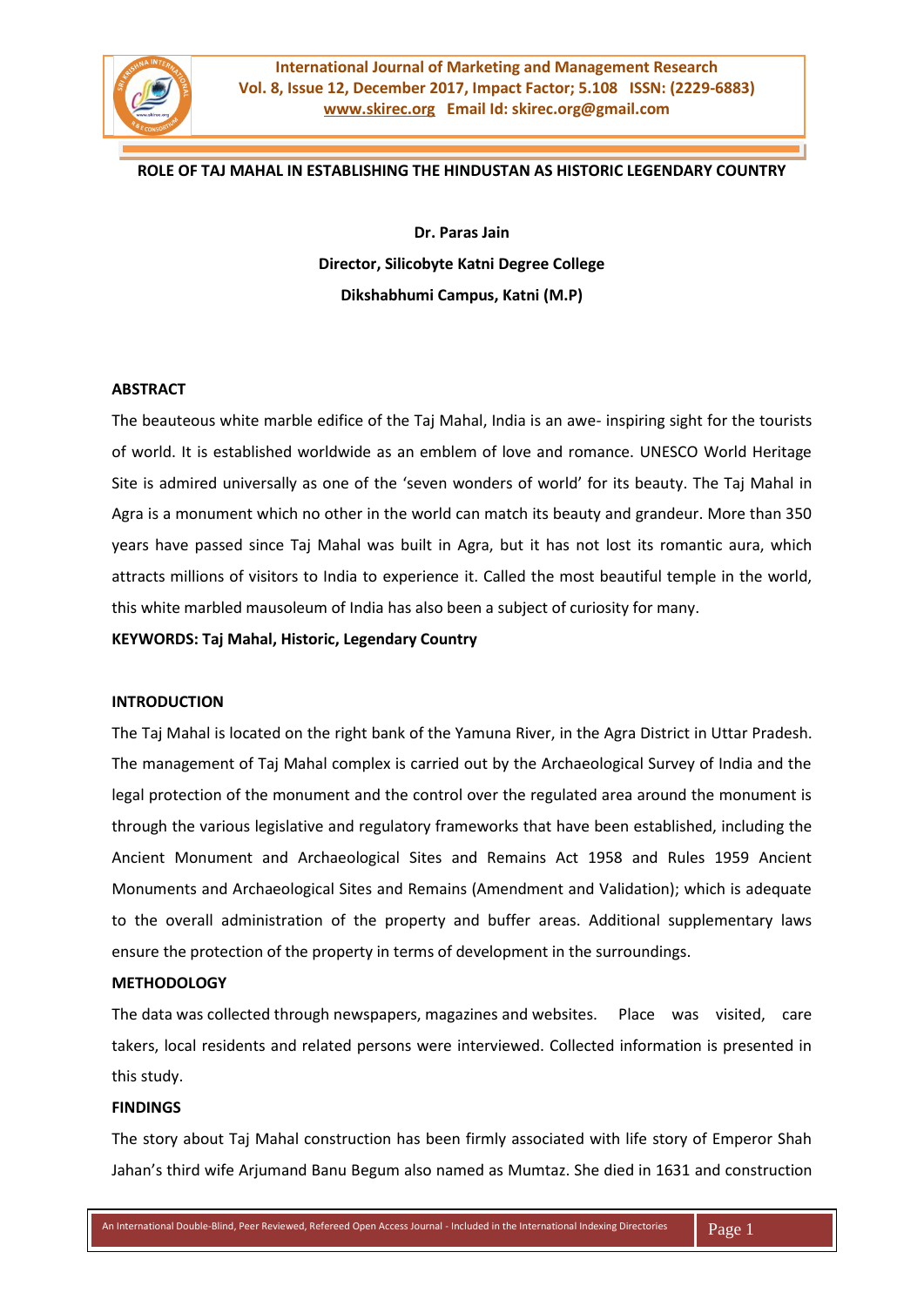# ROLE OF TAJ MAHAL IN ESTABLISHING THE HINDUSTAN AS HISTORIC LEGENDARY COUNTRY

**Dr. Paras Jain**
**Director, Silicobyte Katni Degree College**
**Dikshabhumi Campus, Katni (M.P)**

## ABSTRACT

The beauteous white marble edifice of the Taj Mahal, India is an awe- inspiring sight for the tourists of world. It is established worldwide as an emblem of love and romance. UNESCO World Heritage Site is admired universally as one of the 'seven wonders of world' for its beauty. The Taj Mahal in Agra is a monument which no other in the world can match its beauty and grandeur. More than 350 years have passed since Taj Mahal was built in Agra, but it has not lost its romantic aura, which attracts millions of visitors to India to experience it. Called the most beautiful temple in the world, this white marbled mausoleum of India has also been a subject of curiosity for many.

**KEYWORDS: Taj Mahal, Historic, Legendary Country**

## INTRODUCTION

The Taj Mahal is located on the right bank of the Yamuna River, in the Agra District in Uttar Pradesh. The management of Taj Mahal complex is carried out by the Archaeological Survey of India and the legal protection of the monument and the control over the regulated area around the monument is through the various legislative and regulatory frameworks that have been established, including the Ancient Monument and Archaeological Sites and Remains Act 1958 and Rules 1959 Ancient Monuments and Archaeological Sites and Remains (Amendment and Validation); which is adequate to the overall administration of the property and buffer areas. Additional supplementary laws ensure the protection of the property in terms of development in the surroundings.

## METHODOLOGY

The data was collected through newspapers, magazines and websites. Place was visited, care takers, local residents and related persons were interviewed. Collected information is presented in this study.

## FINDINGS

The story about Taj Mahal construction has been firmly associated with life story of Emperor Shah Jahan's third wife Arjumand Banu Begum also named as Mumtaz. She died in 1631 and construction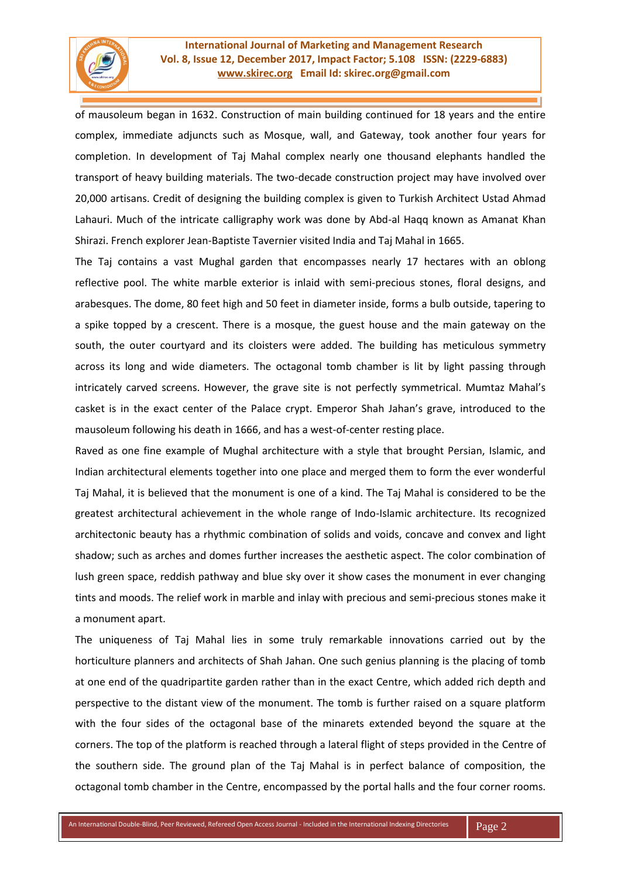of mausoleum began in 1632. Construction of main building continued for 18 years and the entire complex, immediate adjuncts such as Mosque, wall, and Gateway, took another four years for completion. In development of Taj Mahal complex nearly one thousand elephants handled the transport of heavy building materials. The two-decade construction project may have involved over 20,000 artisans. Credit of designing the building complex is given to Turkish Architect Ustad Ahmad Lahauri. Much of the intricate calligraphy work was done by Abd-al Haqq known as Amanat Khan Shirazi. French explorer Jean-Baptiste Tavernier visited India and Taj Mahal in 1665.

The Taj contains a vast Mughal garden that encompasses nearly 17 hectares with an oblong reflective pool. The white marble exterior is inlaid with semi-precious stones, floral designs, and arabesques. The dome, 80 feet high and 50 feet in diameter inside, forms a bulb outside, tapering to a spike topped by a crescent. There is a mosque, the guest house and the main gateway on the south, the outer courtyard and its cloisters were added. The building has meticulous symmetry across its long and wide diameters. The octagonal tomb chamber is lit by light passing through intricately carved screens. However, the grave site is not perfectly symmetrical. Mumtaz Mahal's casket is in the exact center of the Palace crypt. Emperor Shah Jahan's grave, introduced to the mausoleum following his death in 1666, and has a west-of-center resting place.

Raved as one fine example of Mughal architecture with a style that brought Persian, Islamic, and Indian architectural elements together into one place and merged them to form the ever wonderful Taj Mahal, it is believed that the monument is one of a kind. The Taj Mahal is considered to be the greatest architectural achievement in the whole range of Indo-Islamic architecture. Its recognized architectonic beauty has a rhythmic combination of solids and voids, concave and convex and light shadow; such as arches and domes further increases the aesthetic aspect. The color combination of lush green space, reddish pathway and blue sky over it show cases the monument in ever changing tints and moods. The relief work in marble and inlay with precious and semi-precious stones make it a monument apart.

The uniqueness of Taj Mahal lies in some truly remarkable innovations carried out by the horticulture planners and architects of Shah Jahan. One such genius planning is the placing of tomb at one end of the quadripartite garden rather than in the exact Centre, which added rich depth and perspective to the distant view of the monument. The tomb is further raised on a square platform with the four sides of the octagonal base of the minarets extended beyond the square at the corners. The top of the platform is reached through a lateral flight of steps provided in the Centre of the southern side. The ground plan of the Taj Mahal is in perfect balance of composition, the octagonal tomb chamber in the Centre, encompassed by the portal halls and the four corner rooms.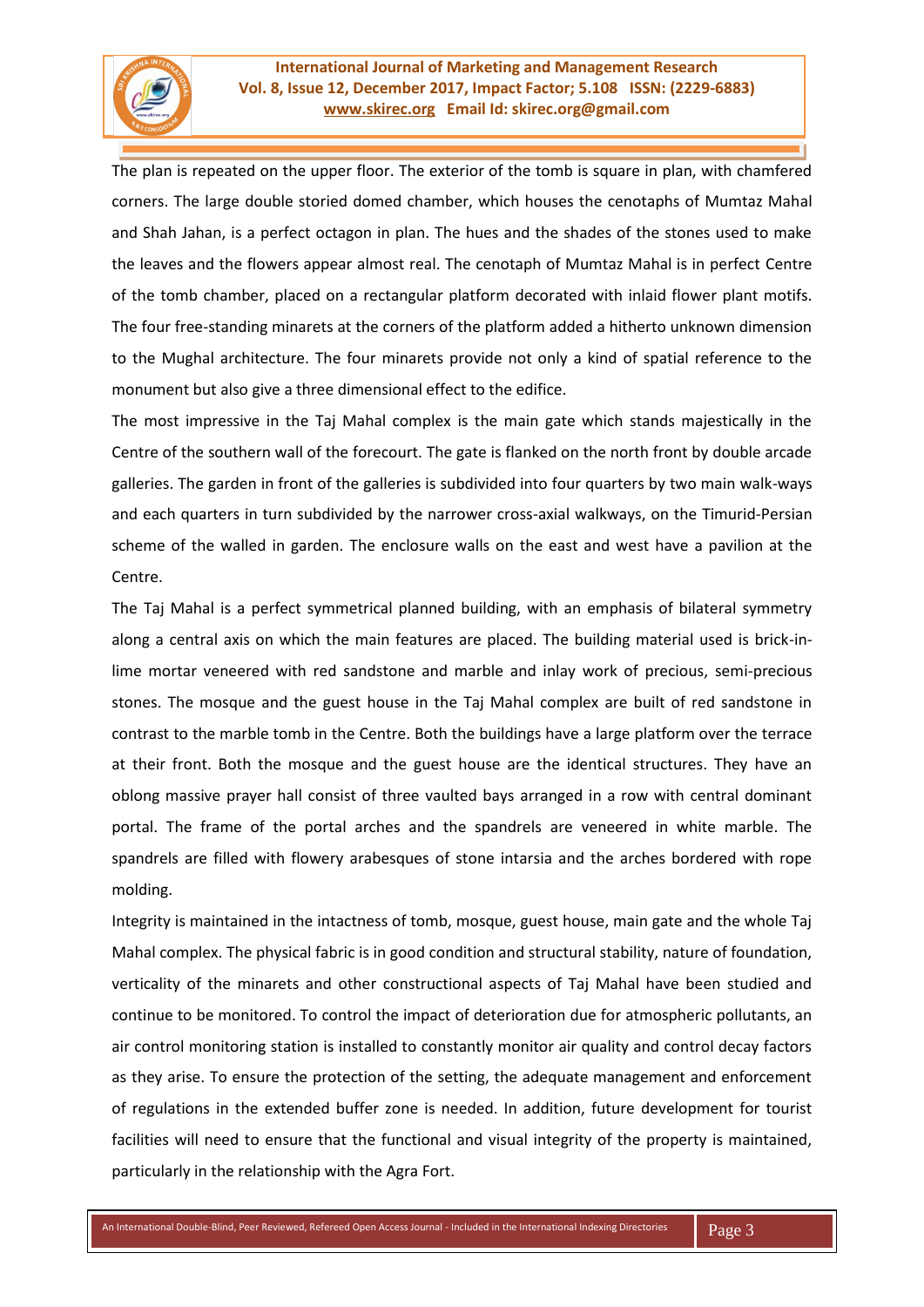The plan is repeated on the upper floor. The exterior of the tomb is square in plan, with chamfered corners. The large double storied domed chamber, which houses the cenotaphs of Mumtaz Mahal and Shah Jahan, is a perfect octagon in plan. The hues and the shades of the stones used to make the leaves and the flowers appear almost real. The cenotaph of Mumtaz Mahal is in perfect Centre of the tomb chamber, placed on a rectangular platform decorated with inlaid flower plant motifs. The four free-standing minarets at the corners of the platform added a hitherto unknown dimension to the Mughal architecture. The four minarets provide not only a kind of spatial reference to the monument but also give a three dimensional effect to the edifice.

The most impressive in the Taj Mahal complex is the main gate which stands majestically in the Centre of the southern wall of the forecourt. The gate is flanked on the north front by double arcade galleries. The garden in front of the galleries is subdivided into four quarters by two main walk-ways and each quarters in turn subdivided by the narrower cross-axial walkways, on the Timurid-Persian scheme of the walled in garden. The enclosure walls on the east and west have a pavilion at the Centre.

The Taj Mahal is a perfect symmetrical planned building, with an emphasis of bilateral symmetry along a central axis on which the main features are placed. The building material used is brick-in-lime mortar veneered with red sandstone and marble and inlay work of precious, semi-precious stones. The mosque and the guest house in the Taj Mahal complex are built of red sandstone in contrast to the marble tomb in the Centre. Both the buildings have a large platform over the terrace at their front. Both the mosque and the guest house are the identical structures. They have an oblong massive prayer hall consist of three vaulted bays arranged in a row with central dominant portal. The frame of the portal arches and the spandrels are veneered in white marble. The spandrels are filled with flowery arabesques of stone intarsia and the arches bordered with rope molding.

Integrity is maintained in the intactness of tomb, mosque, guest house, main gate and the whole Taj Mahal complex. The physical fabric is in good condition and structural stability, nature of foundation, verticality of the minarets and other constructional aspects of Taj Mahal have been studied and continue to be monitored. To control the impact of deterioration due for atmospheric pollutants, an air control monitoring station is installed to constantly monitor air quality and control decay factors as they arise. To ensure the protection of the setting, the adequate management and enforcement of regulations in the extended buffer zone is needed. In addition, future development for tourist facilities will need to ensure that the functional and visual integrity of the property is maintained, particularly in the relationship with the Agra Fort.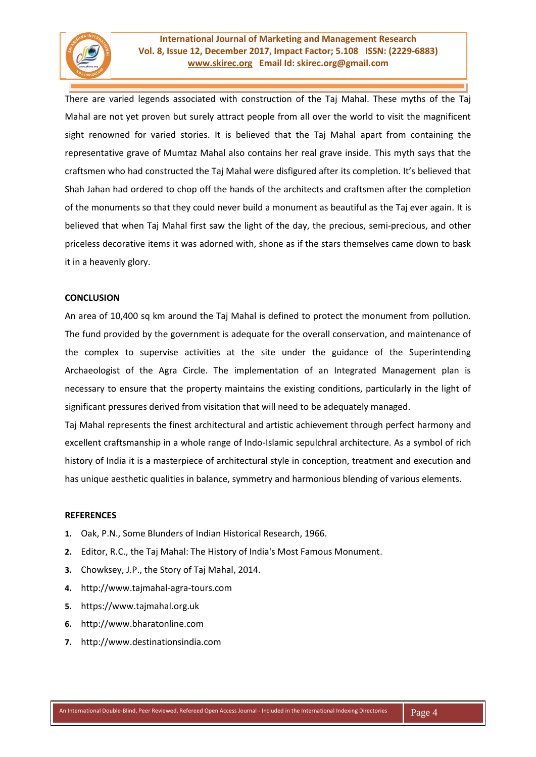There are varied legends associated with construction of the Taj Mahal. These myths of the Taj Mahal are not yet proven but surely attract people from all over the world to visit the magnificent sight renowned for varied stories. It is believed that the Taj Mahal apart from containing the representative grave of Mumtaz Mahal also contains her real grave inside. This myth says that the craftsmen who had constructed the Taj Mahal were disfigured after its completion. It's believed that Shah Jahan had ordered to chop off the hands of the architects and craftsmen after the completion of the monuments so that they could never build a monument as beautiful as the Taj ever again. It is believed that when Taj Mahal first saw the light of the day, the precious, semi-precious, and other priceless decorative items it was adorned with, shone as if the stars themselves came down to bask it in a heavenly glory.

**CONCLUSION**

An area of 10,400 sq km around the Taj Mahal is defined to protect the monument from pollution. The fund provided by the government is adequate for the overall conservation, and maintenance of the complex to supervise activities at the site under the guidance of the Superintending Archaeologist of the Agra Circle. The implementation of an Integrated Management plan is necessary to ensure that the property maintains the existing conditions, particularly in the light of significant pressures derived from visitation that will need to be adequately managed.

Taj Mahal represents the finest architectural and artistic achievement through perfect harmony and excellent craftsmanship in a whole range of Indo-Islamic sepulchral architecture. As a symbol of rich history of India it is a masterpiece of architectural style in conception, treatment and execution and has unique aesthetic qualities in balance, symmetry and harmonious blending of various elements.

**REFERENCES**

1. Oak, P.N., Some Blunders of Indian Historical Research, 1966.
2. Editor, R.C., the Taj Mahal: The History of India's Most Famous Monument.
3. Chowksey, J.P., the Story of Taj Mahal, 2014.
4. http://www.tajmahal-agra-tours.com
5. https://www.tajmahal.org.uk
6. http://www.bharatonline.com
7. http://www.destinationsindia.com